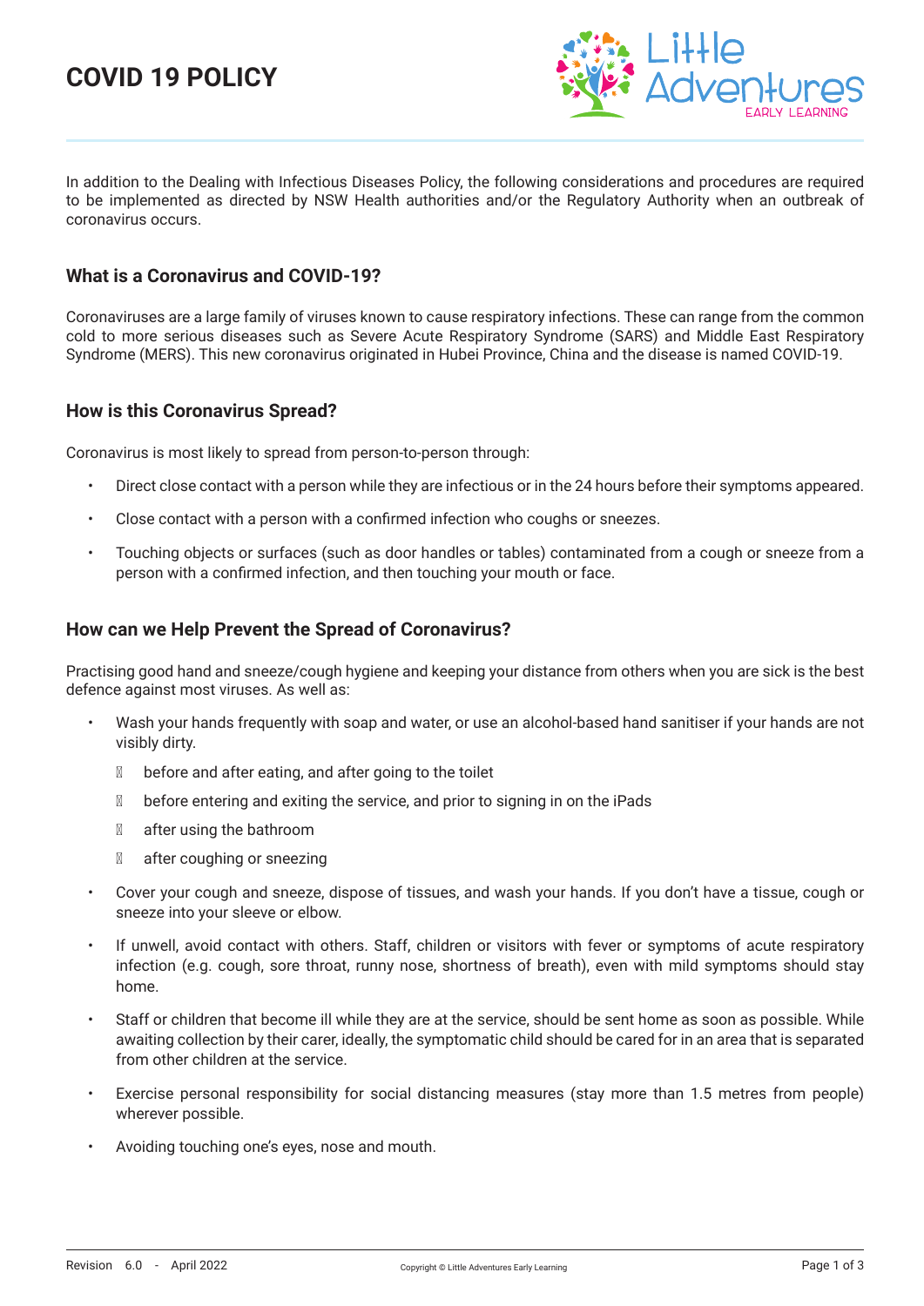# COVID 19 POLICY

In addition to the Dealing with Infectious Diseases Policy, the following considerations and procedures are required to be implemented as directed by NSW Health authorities and/or the Regulatory Authority when an outbreak of coronavirus occurs.

## What is a Coronavirus and COVID-19?

Coronaviruses are a large family of viruses known to cause respiratory infections. These can range from the common cold to more serious diseases such as Severe Acute Respiratory Syndrome (SARS) and Middle East Respiratory Syndrome (MERS). This new coronavirus originated in Hubei Province, China and the disease is named COVID-19.

## How is this Coronavirus Spread?

Coronavirus is most likely to spread from person-to-person through:

- Direct close contact with a person while they are infectious or in the 24 hours before their symptoms appeared.
- Close contact with a person with a confirmed infection who coughs or sneezes.
- Touching objects or surfaces (such as door handles or tables) contaminated from a cough or sneeze from a person with a confirmed infection, and then touching your mouth or face.

## How can we Help Prevent the Spread of Coronavirus?

Practising good hand and sneeze/cough hygiene and keeping your distance from others when you are sick is the best defence against most viruses. As well as:

- Wash your hands frequently with soap and water, or use an alcohol-based hand sanitiser if your hands are not visibly dirty.
  - before and after eating, and after going to the toilet
  - before entering and exiting the service, and prior to signing in on the iPads
  - after using the bathroom
  - after coughing or sneezing
- Cover your cough and sneeze, dispose of tissues, and wash your hands. If you don't have a tissue, cough or sneeze into your sleeve or elbow.
- If unwell, avoid contact with others. Staff, children or visitors with fever or symptoms of acute respiratory infection (e.g. cough, sore throat, runny nose, shortness of breath), even with mild symptoms should stay home.
- Staff or children that become ill while they are at the service, should be sent home as soon as possible. While awaiting collection by their carer, ideally, the symptomatic child should be cared for in an area that is separated from other children at the service.
- Exercise personal responsibility for social distancing measures (stay more than 1.5 metres from people) wherever possible.
- Avoiding touching one's eyes, nose and mouth.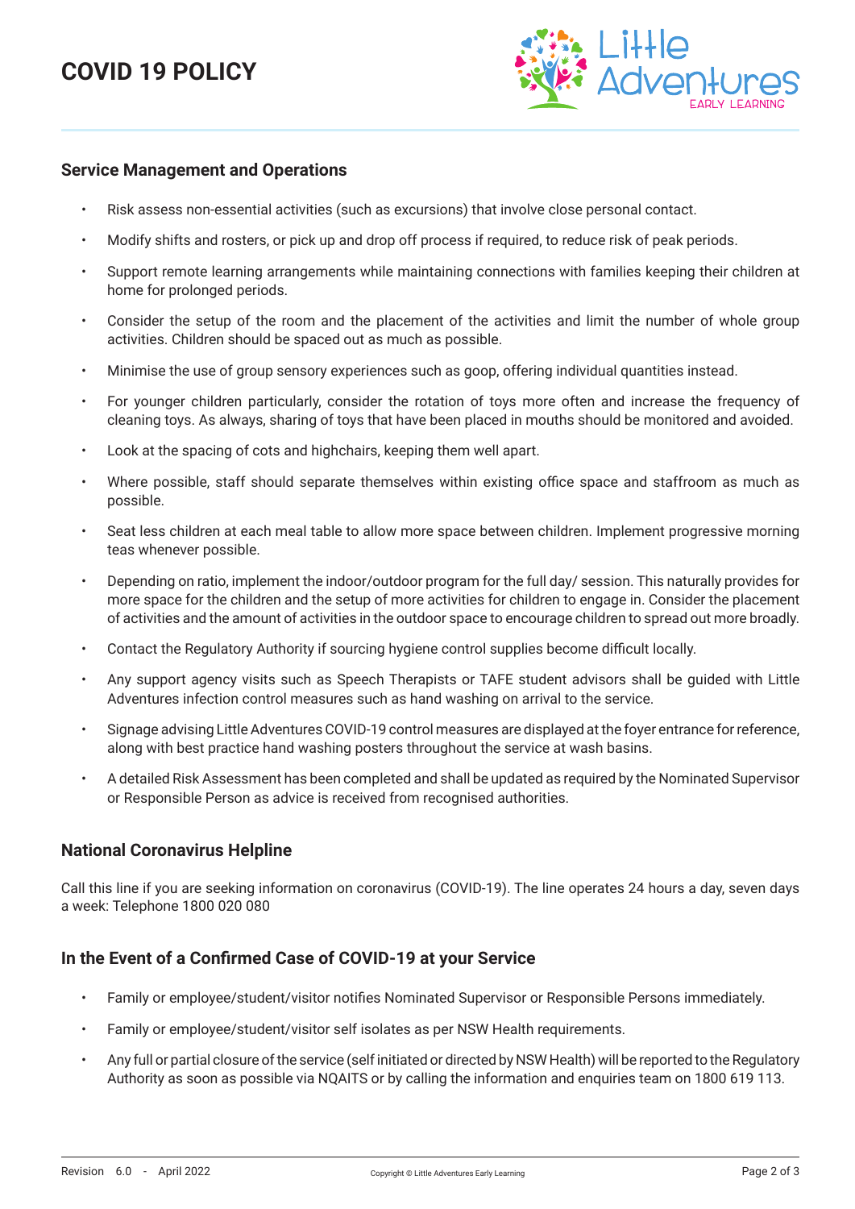## Service Management and Operations

- Risk assess non-essential activities (such as excursions) that involve close personal contact.
- Modify shifts and rosters, or pick up and drop off process if required, to reduce risk of peak periods.
- Support remote learning arrangements while maintaining connections with families keeping their children at home for prolonged periods.
- Consider the setup of the room and the placement of the activities and limit the number of whole group activities. Children should be spaced out as much as possible.
- Minimise the use of group sensory experiences such as goop, offering individual quantities instead.
- For younger children particularly, consider the rotation of toys more often and increase the frequency of cleaning toys. As always, sharing of toys that have been placed in mouths should be monitored and avoided.
- Look at the spacing of cots and highchairs, keeping them well apart.
- Where possible, staff should separate themselves within existing office space and staffroom as much as possible.
- Seat less children at each meal table to allow more space between children. Implement progressive morning teas whenever possible.
- Depending on ratio, implement the indoor/outdoor program for the full day/ session. This naturally provides for more space for the children and the setup of more activities for children to engage in. Consider the placement of activities and the amount of activities in the outdoor space to encourage children to spread out more broadly.
- Contact the Regulatory Authority if sourcing hygiene control supplies become difficult locally.
- Any support agency visits such as Speech Therapists or TAFE student advisors shall be guided with Little Adventures infection control measures such as hand washing on arrival to the service.
- Signage advising Little Adventures COVID-19 control measures are displayed at the foyer entrance for reference, along with best practice hand washing posters throughout the service at wash basins.
- A detailed Risk Assessment has been completed and shall be updated as required by the Nominated Supervisor or Responsible Person as advice is received from recognised authorities.

## National Coronavirus Helpline

Call this line if you are seeking information on coronavirus (COVID-19). The line operates 24 hours a day, seven days a week: Telephone 1800 020 080

## In the Event of a Confirmed Case of COVID-19 at your Service

- Family or employee/student/visitor notifies Nominated Supervisor or Responsible Persons immediately.
- Family or employee/student/visitor self isolates as per NSW Health requirements.
- Any full or partial closure of the service (self initiated or directed by NSW Health) will be reported to the Regulatory Authority as soon as possible via NQAITS or by calling the information and enquiries team on 1800 619 113.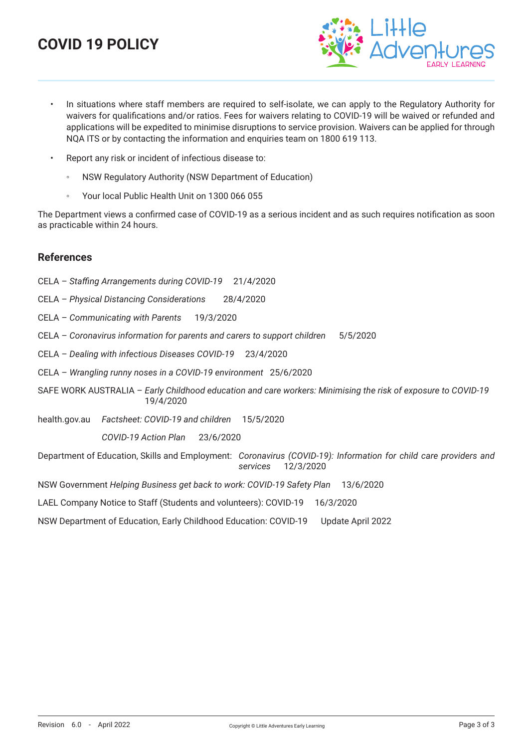- In situations where staff members are required to self-isolate, we can apply to the Regulatory Authority for waivers for qualifications and/or ratios. Fees for waivers relating to COVID-19 will be waived or refunded and applications will be expedited to minimise disruptions to service provision. Waivers can be applied for through NQA ITS or by contacting the information and enquiries team on 1800 619 113.
- Report any risk or incident of infectious disease to:
  - NSW Regulatory Authority (NSW Department of Education)
  - Your local Public Health Unit on 1300 066 055

The Department views a confirmed case of COVID-19 as a serious incident and as such requires notification as soon as practicable within 24 hours.

## References

CELA – *Staffing Arrangements during COVID-19* 21/4/2020

CELA – *Physical Distancing Considerations* 28/4/2020

CELA – *Communicating with Parents* 19/3/2020

CELA – *Coronavirus information for parents and carers to support children* 5/5/2020

CELA – *Dealing with infectious Diseases COVID-19* 23/4/2020

CELA – *Wrangling runny noses in a COVID-19 environment* 25/6/2020

SAFE WORK AUSTRALIA – *Early Childhood education and care workers: Minimising the risk of exposure to COVID-19* 19/4/2020

health.gov.au *Factsheet: COVID-19 and children* 15/5/2020

*COVID-19 Action Plan* 23/6/2020

Department of Education, Skills and Employment: *Coronavirus (COVID-19): Information for child care providers and services* 12/3/2020

NSW Government *Helping Business get back to work: COVID-19 Safety Plan* 13/6/2020

LAEL Company Notice to Staff (Students and volunteers): COVID-19 16/3/2020

NSW Department of Education, Early Childhood Education: COVID-19 Update April 2022